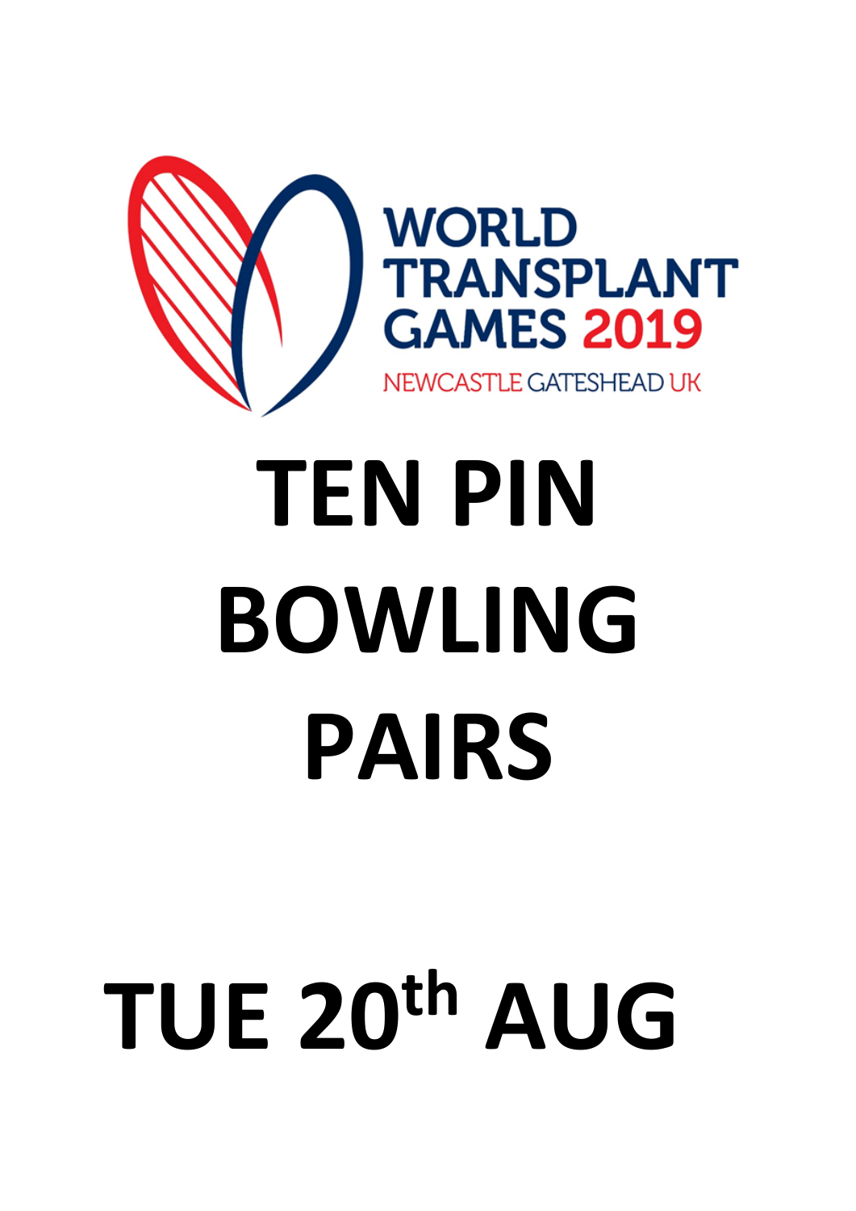WORLD TRANSPLANT GAMES 2019

NEWCASTLE GATESHEAD UK

# TEN PIN BOWLING PAIRS

# TUE 20th AUG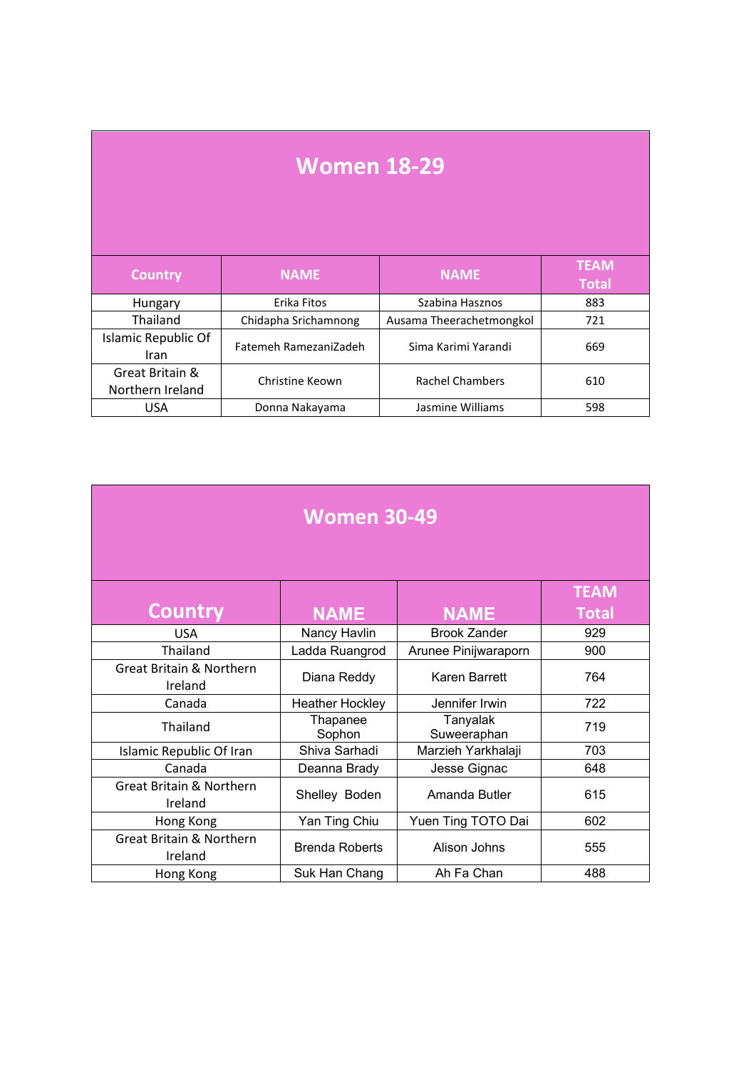| Women 18-29 | | | |
|---|---|---|---|
| **Country** | **NAME** | **NAME** | **TEAM Total** |
| Hungary | Erika Fitos | Szabina Hasznos | 883 |
| Thailand | Chidapha Srichamnong | Ausama Theerachetmongkol | 721 |
| Islamic Republic Of Iran | Fatemeh RamezaniZadeh | Sima Karimi Yarandi | 669 |
| Great Britain & Northern Ireland | Christine Keown | Rachel Chambers | 610 |
| USA | Donna Nakayama | Jasmine Williams | 598 |

| Women 30-49 | | | |
|---|---|---|---|
| **Country** | **NAME** | **NAME** | **TEAM Total** |
| USA | Nancy Havlin | Brook Zander | 929 |
| Thailand | Ladda Ruangrod | Arunee Pinijwaraporn | 900 |
| Great Britain & Northern Ireland | Diana Reddy | Karen Barrett | 764 |
| Canada | Heather Hockley | Jennifer Irwin | 722 |
| Thailand | Thapanee Sophon | Tanyalak Suweeraphan | 719 |
| Islamic Republic Of Iran | Shiva Sarhadi | Marzieh Yarkhalaji | 703 |
| Canada | Deanna Brady | Jesse Gignac | 648 |
| Great Britain & Northern Ireland | Shelley Boden | Amanda Butler | 615 |
| Hong Kong | Yan Ting Chiu | Yuen Ting TOTO Dai | 602 |
| Great Britain & Northern Ireland | Brenda Roberts | Alison Johns | 555 |
| Hong Kong | Suk Han Chang | Ah Fa Chan | 488 |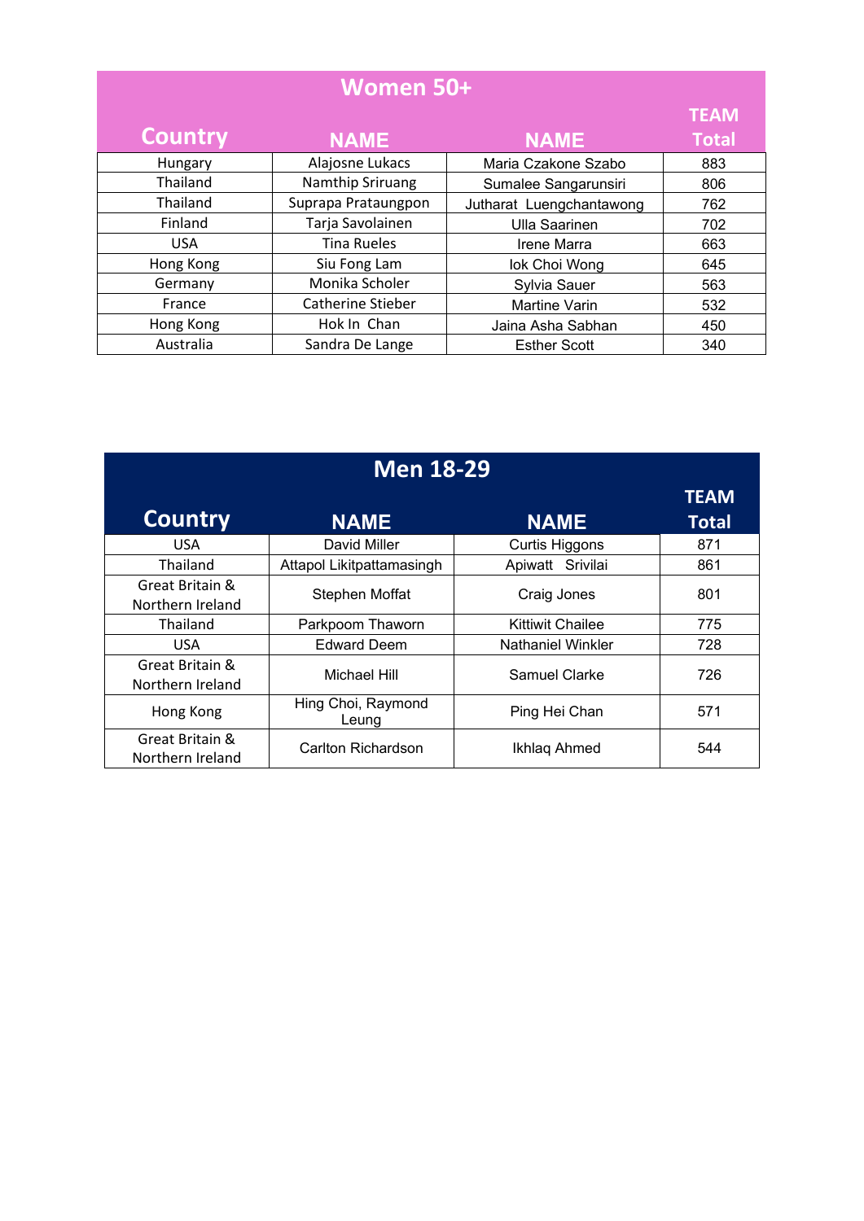| Women 50+ | | | |
|---|---|---|---|
| **Country** | **NAME** | **NAME** | **TEAM Total** |
| Hungary | Alajosne Lukacs | Maria Czakone Szabo | 883 |
| Thailand | Namthip Sriruang | Sumalee Sangarunsiri | 806 |
| Thailand | Suprapa Prataungpon | Jutharat  Luengchantawong | 762 |
| Finland | Tarja Savolainen | Ulla Saarinen | 702 |
| USA | Tina Rueles | Irene Marra | 663 |
| Hong Kong | Siu Fong Lam | Iok Choi Wong | 645 |
| Germany | Monika Scholer | Sylvia Sauer | 563 |
| France | Catherine Stieber | Martine Varin | 532 |
| Hong Kong | Hok In  Chan | Jaina Asha Sabhan | 450 |
| Australia | Sandra De Lange | Esther Scott | 340 |

| Men 18-29 | | | |
|---|---|---|---|
| **Country** | **NAME** | **NAME** | **TEAM Total** |
| USA | David Miller | Curtis Higgons | 871 |
| Thailand | Attapol Likitpattamasingh | Apiwatt   Srivilai | 861 |
| Great Britain & Northern Ireland | Stephen Moffat | Craig Jones | 801 |
| Thailand | Parkpoom Thaworn | Kittiwit Chailee | 775 |
| USA | Edward Deem | Nathaniel Winkler | 728 |
| Great Britain & Northern Ireland | Michael Hill | Samuel Clarke | 726 |
| Hong Kong | Hing Choi, Raymond Leung | Ping Hei Chan | 571 |
| Great Britain & Northern Ireland | Carlton Richardson | Ikhlaq Ahmed | 544 |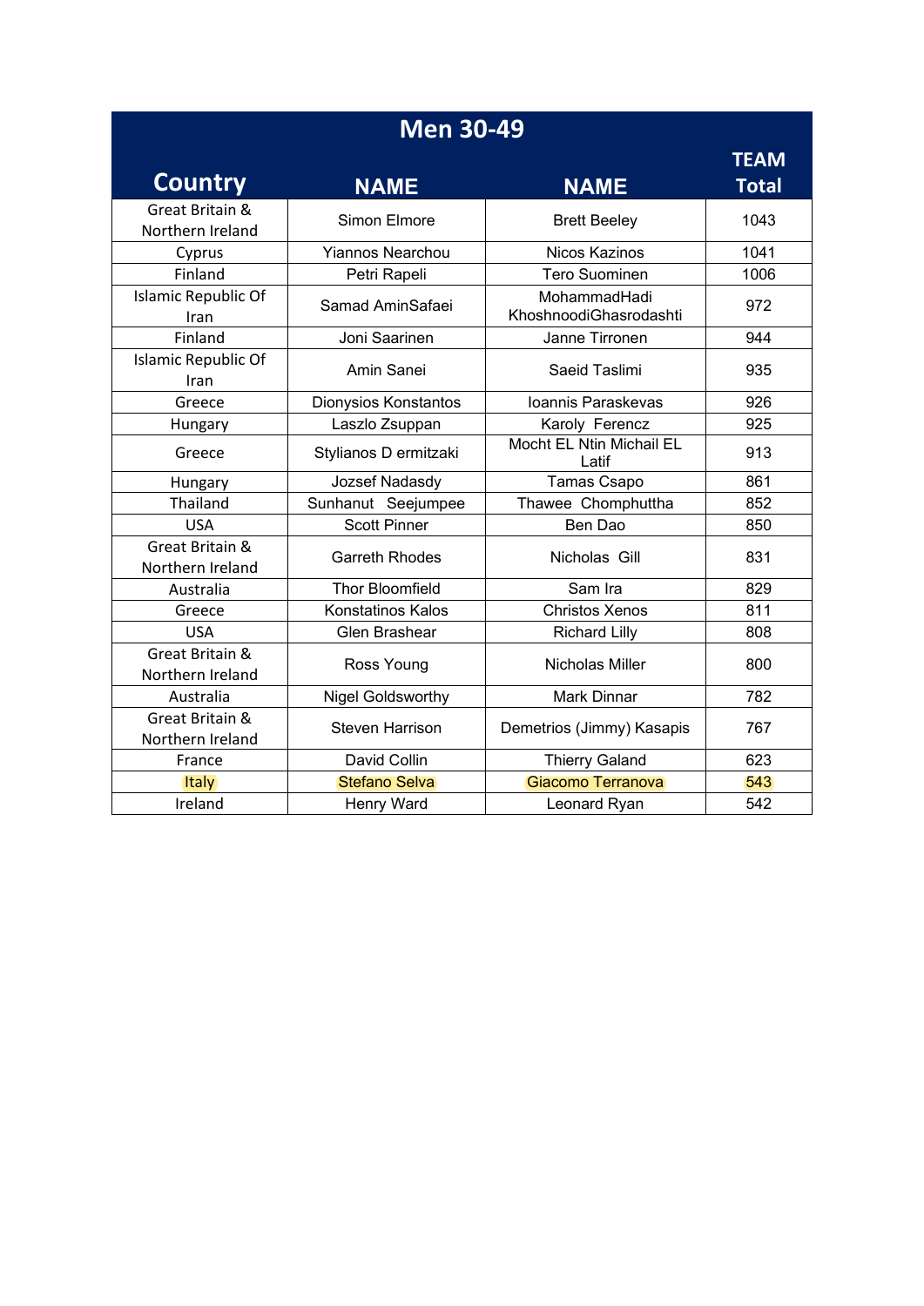| Men 30-49 | | | |
|---|---|---|---|
| **Country** | **NAME** | **NAME** | **TEAM Total** |
| Great Britain & Northern Ireland | Simon Elmore | Brett Beeley | 1043 |
| Cyprus | Yiannos Nearchou | Nicos Kazinos | 1041 |
| Finland | Petri Rapeli | Tero Suominen | 1006 |
| Islamic Republic Of Iran | Samad AminSafaei | MohammadHadi KhoshnoodiGhasrodashti | 972 |
| Finland | Joni Saarinen | Janne Tirronen | 944 |
| Islamic Republic Of Iran | Amin Sanei | Saeid Taslimi | 935 |
| Greece | Dionysios Konstantos | Ioannis Paraskevas | 926 |
| Hungary | Laszlo Zsuppan | Karoly Ferencz | 925 |
| Greece | Stylianos D ermitzaki | Mocht EL Ntin Michail EL Latif | 913 |
| Hungary | Jozsef Nadasdy | Tamas Csapo | 861 |
| Thailand | Sunhanut Seejumpee | Thawee Chomphuttha | 852 |
| USA | Scott Pinner | Ben Dao | 850 |
| Great Britain & Northern Ireland | Garreth Rhodes | Nicholas Gill | 831 |
| Australia | Thor Bloomfield | Sam Ira | 829 |
| Greece | Konstatinos Kalos | Christos Xenos | 811 |
| USA | Glen Brashear | Richard Lilly | 808 |
| Great Britain & Northern Ireland | Ross Young | Nicholas Miller | 800 |
| Australia | Nigel Goldsworthy | Mark Dinnar | 782 |
| Great Britain & Northern Ireland | Steven Harrison | Demetrios (Jimmy) Kasapis | 767 |
| France | David Collin | Thierry Galand | 623 |
| Italy | Stefano Selva | Giacomo Terranova | 543 |
| Ireland | Henry Ward | Leonard Ryan | 542 |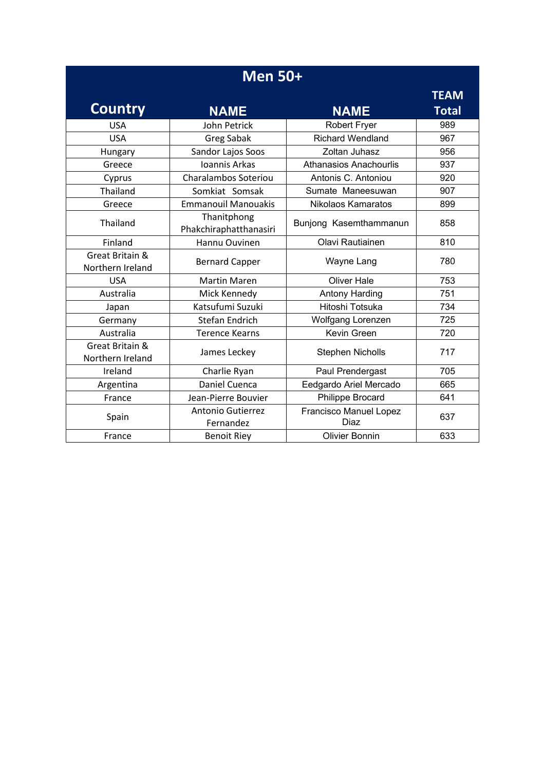## Men 50+

| Country | NAME | NAME | TEAM Total |
|---|---|---|---|
| USA | John Petrick | Robert Fryer | 989 |
| USA | Greg Sabak | Richard Wendland | 967 |
| Hungary | Sandor Lajos Soos | Zoltan Juhasz | 956 |
| Greece | Ioannis Arkas | Athanasios Anachourlis | 937 |
| Cyprus | Charalambos Soteriou | Antonis C. Antoniou | 920 |
| Thailand | Somkiat Somsak | Sumate Maneesuwan | 907 |
| Greece | Emmanouil Manouakis | Nikolaos Kamaratos | 899 |
| Thailand | Thanitphong Phakchiraphatthanasiri | Bunjong Kasemthammanun | 858 |
| Finland | Hannu Ouvinen | Olavi Rautiainen | 810 |
| Great Britain & Northern Ireland | Bernard Capper | Wayne Lang | 780 |
| USA | Martin Maren | Oliver Hale | 753 |
| Australia | Mick Kennedy | Antony Harding | 751 |
| Japan | Katsufumi Suzuki | Hitoshi Totsuka | 734 |
| Germany | Stefan Endrich | Wolfgang Lorenzen | 725 |
| Australia | Terence Kearns | Kevin Green | 720 |
| Great Britain & Northern Ireland | James Leckey | Stephen Nicholls | 717 |
| Ireland | Charlie Ryan | Paul Prendergast | 705 |
| Argentina | Daniel Cuenca | Eedgardo Ariel Mercado | 665 |
| France | Jean-Pierre Bouvier | Philippe Brocard | 641 |
| Spain | Antonio Gutierrez Fernandez | Francisco Manuel Lopez Diaz | 637 |
| France | Benoit Riey | Olivier Bonnin | 633 |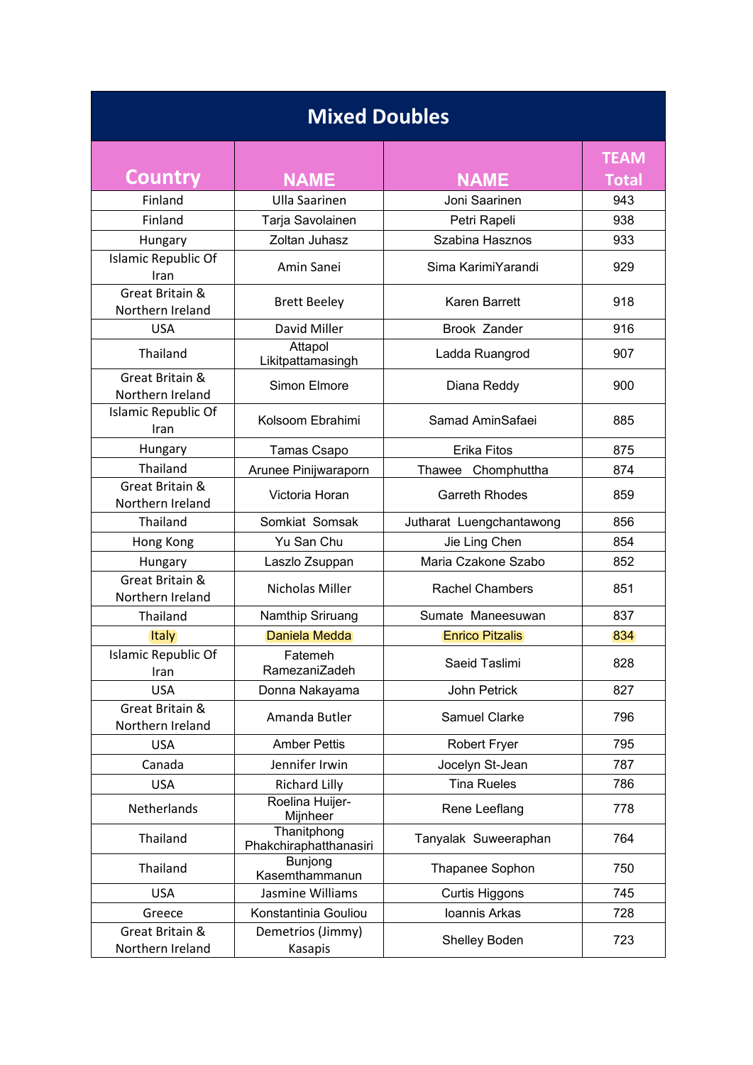| Mixed Doubles | | | |
|---|---|---|---|
| **Country** | **NAME** | **NAME** | **TEAM Total** |
| Finland | Ulla Saarinen | Joni Saarinen | 943 |
| Finland | Tarja Savolainen | Petri Rapeli | 938 |
| Hungary | Zoltan Juhasz | Szabina Hasznos | 933 |
| Islamic Republic Of Iran | Amin Sanei | Sima KarimiYarandi | 929 |
| Great Britain & Northern Ireland | Brett Beeley | Karen Barrett | 918 |
| USA | David Miller | Brook Zander | 916 |
| Thailand | Attapol Likitpattamasingh | Ladda Ruangrod | 907 |
| Great Britain & Northern Ireland | Simon Elmore | Diana Reddy | 900 |
| Islamic Republic Of Iran | Kolsoom Ebrahimi | Samad AminSafaei | 885 |
| Hungary | Tamas Csapo | Erika Fitos | 875 |
| Thailand | Arunee Pinijwaraporn | Thawee Chomphuttha | 874 |
| Great Britain & Northern Ireland | Victoria Horan | Garreth Rhodes | 859 |
| Thailand | Somkiat Somsak | Jutharat Luengchantawong | 856 |
| Hong Kong | Yu San Chu | Jie Ling Chen | 854 |
| Hungary | Laszlo Zsuppan | Maria Czakone Szabo | 852 |
| Great Britain & Northern Ireland | Nicholas Miller | Rachel Chambers | 851 |
| Thailand | Namthip Sriruang | Sumate Maneesuwan | 837 |
| Italy | Daniela Medda | Enrico Pitzalis | 834 |
| Islamic Republic Of Iran | Fatemeh RamezaniZadeh | Saeid Taslimi | 828 |
| USA | Donna Nakayama | John Petrick | 827 |
| Great Britain & Northern Ireland | Amanda Butler | Samuel Clarke | 796 |
| USA | Amber Pettis | Robert Fryer | 795 |
| Canada | Jennifer Irwin | Jocelyn St-Jean | 787 |
| USA | Richard Lilly | Tina Rueles | 786 |
| Netherlands | Roelina Huijer-Mijnheer | Rene Leeflang | 778 |
| Thailand | Thanitphong Phakchiraphatthanasiri | Tanyalak Suweeraphan | 764 |
| Thailand | Bunjong Kasemthammanun | Thapanee Sophon | 750 |
| USA | Jasmine Williams | Curtis Higgons | 745 |
| Greece | Konstantinia Gouliou | Ioannis Arkas | 728 |
| Great Britain & Northern Ireland | Demetrios (Jimmy) Kasapis | Shelley Boden | 723 |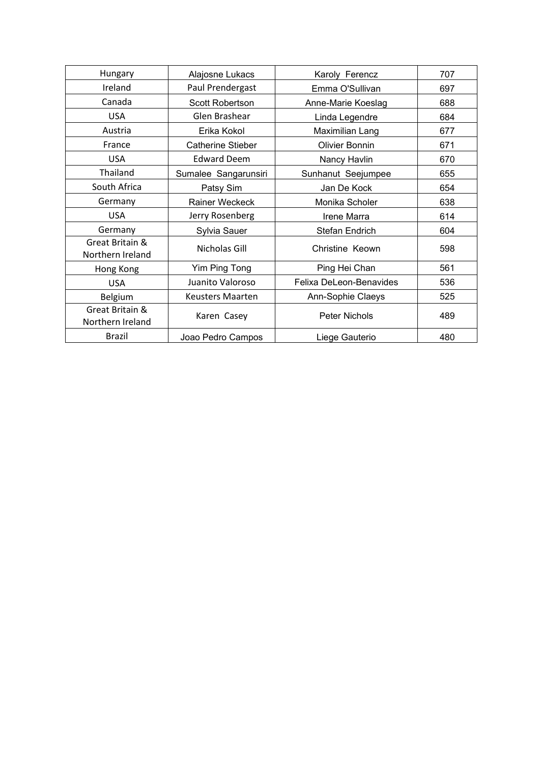| | | | |
|---|---|---|---|
| Hungary | Alajosne Lukacs | Karoly Ferencz | 707 |
| Ireland | Paul Prendergast | Emma O'Sullivan | 697 |
| Canada | Scott Robertson | Anne-Marie Koeslag | 688 |
| USA | Glen Brashear | Linda Legendre | 684 |
| Austria | Erika Kokol | Maximilian Lang | 677 |
| France | Catherine Stieber | Olivier Bonnin | 671 |
| USA | Edward Deem | Nancy Havlin | 670 |
| Thailand | Sumalee Sangarunsiri | Sunhanut Seejumpee | 655 |
| South Africa | Patsy Sim | Jan De Kock | 654 |
| Germany | Rainer Weckeck | Monika Scholer | 638 |
| USA | Jerry Rosenberg | Irene Marra | 614 |
| Germany | Sylvia Sauer | Stefan Endrich | 604 |
| Great Britain & Northern Ireland | Nicholas Gill | Christine Keown | 598 |
| Hong Kong | Yim Ping Tong | Ping Hei Chan | 561 |
| USA | Juanito Valoroso | Felixa DeLeon-Benavides | 536 |
| Belgium | Keusters Maarten | Ann-Sophie Claeys | 525 |
| Great Britain & Northern Ireland | Karen Casey | Peter Nichols | 489 |
| Brazil | Joao Pedro Campos | Liege Gauterio | 480 |